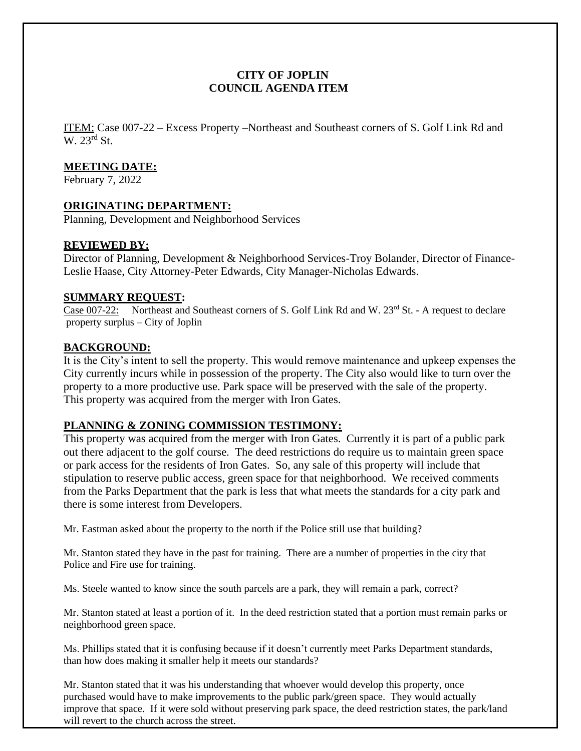# CITY OF JOPLIN
# COUNCIL AGENDA ITEM

ITEM: Case 007-22 – Excess Property –Northeast and Southeast corners of S. Golf Link Rd and W. 23rd St.

## MEETING DATE:

February 7, 2022

## ORIGINATING DEPARTMENT:

Planning, Development and Neighborhood Services

## REVIEWED BY:

Director of Planning, Development & Neighborhood Services-Troy Bolander, Director of Finance-Leslie Haase, City Attorney-Peter Edwards, City Manager-Nicholas Edwards.

## SUMMARY REQUEST:

Case 007-22: Northeast and Southeast corners of S. Golf Link Rd and W. 23rd St. - A request to declare property surplus – City of Joplin

## BACKGROUND:

It is the City's intent to sell the property. This would remove maintenance and upkeep expenses the City currently incurs while in possession of the property. The City also would like to turn over the property to a more productive use. Park space will be preserved with the sale of the property. This property was acquired from the merger with Iron Gates.

## PLANNING & ZONING COMMISSION TESTIMONY:

This property was acquired from the merger with Iron Gates. Currently it is part of a public park out there adjacent to the golf course. The deed restrictions do require us to maintain green space or park access for the residents of Iron Gates. So, any sale of this property will include that stipulation to reserve public access, green space for that neighborhood. We received comments from the Parks Department that the park is less that what meets the standards for a city park and there is some interest from Developers.

Mr. Eastman asked about the property to the north if the Police still use that building?

Mr. Stanton stated they have in the past for training. There are a number of properties in the city that Police and Fire use for training.

Ms. Steele wanted to know since the south parcels are a park, they will remain a park, correct?

Mr. Stanton stated at least a portion of it. In the deed restriction stated that a portion must remain parks or neighborhood green space.

Ms. Phillips stated that it is confusing because if it doesn't currently meet Parks Department standards, than how does making it smaller help it meets our standards?

Mr. Stanton stated that it was his understanding that whoever would develop this property, once purchased would have to make improvements to the public park/green space. They would actually improve that space. If it were sold without preserving park space, the deed restriction states, the park/land will revert to the church across the street.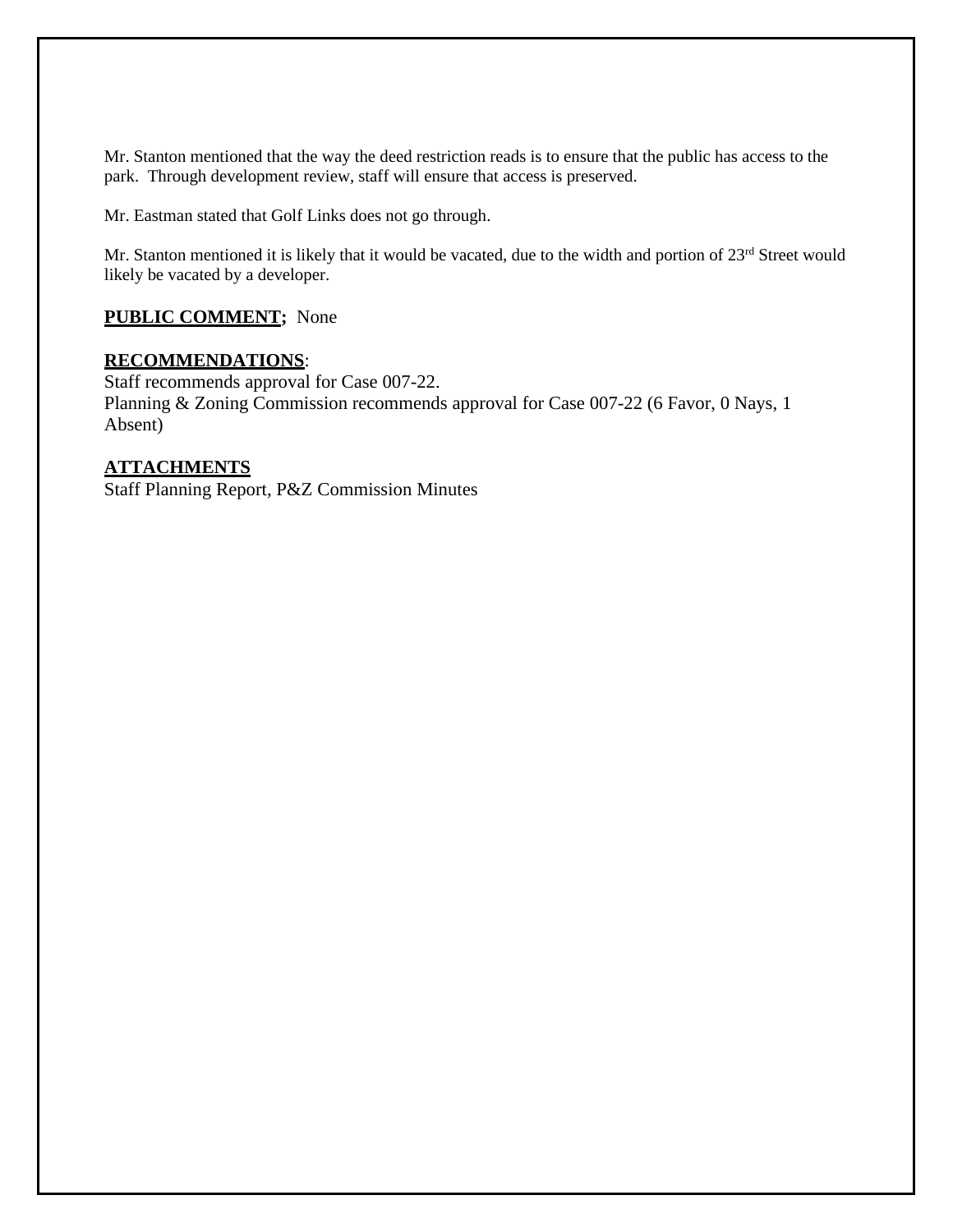Mr. Stanton mentioned that the way the deed restriction reads is to ensure that the public has access to the park. Through development review, staff will ensure that access is preserved.

Mr. Eastman stated that Golf Links does not go through.

Mr. Stanton mentioned it is likely that it would be vacated, due to the width and portion of 23rd Street would likely be vacated by a developer.

**PUBLIC COMMENT;** None

**RECOMMENDATIONS**:
Staff recommends approval for Case 007-22.
Planning & Zoning Commission recommends approval for Case 007-22 (6 Favor, 0 Nays, 1 Absent)

**ATTACHMENTS**
Staff Planning Report, P&Z Commission Minutes